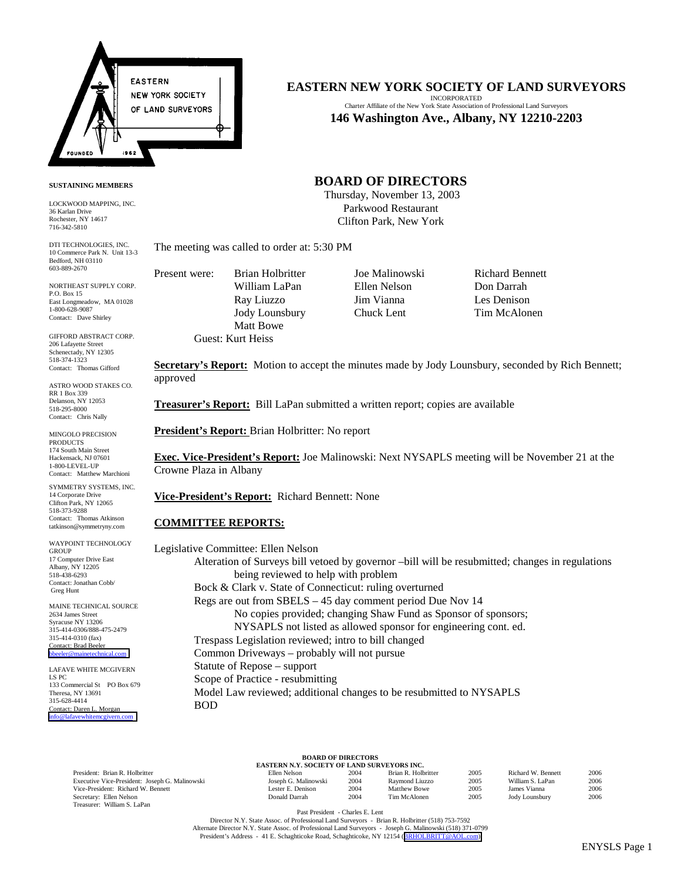# EASTERN NEW YORK SOCIETY OF LAND SURVEYORS

INCORPORATED
Charter Affiliate of the New York State Association of Professional Land Surveyors

**146 Washington Ave., Albany, NY 12210-2203**

**SUSTAINING MEMBERS**

LOCKWOOD MAPPING, INC.
36 Karlan Drive
Rochester, NY 14617
716-342-5810

DTI TECHNOLOGIES, INC.
10 Commerce Park N. Unit 13-3
Bedford, NH 03110
603-889-2670

NORTHEAST SUPPLY CORP.
P.O. Box 15
East Longmeadow, MA 01028
1-800-628-9087
Contact: Dave Shirley

GIFFORD ABSTRACT CORP.
206 Lafayette Street
Schenectady, NY 12305
518-374-1323
Contact: Thomas Gifford

ASTRO WOOD STAKES CO.
RR 1 Box 339
Delanson, NY 12053
518-295-8000
Contact: Chris Nally

MINGOLO PRECISION PRODUCTS
174 South Main Street
Hackensack, NJ 07601
1-800-LEVEL-UP
Contact: Matthew Marchioni

SYMMETRY SYSTEMS, INC.
14 Corporate Drive
Clifton Park, NY 12065
518-373-9288
Contact: Thomas Atkinson
tatkinson@symmetryny.com

WAYPOINT TECHNOLOGY GROUP
17 Computer Drive East
Albany, NY 12205
518-438-6293
Contact: Jonathan Cobb/ Greg Hunt

MAINE TECHNICAL SOURCE
2634 James Street
Syracuse NY 13206
315-414-0306/888-475-2479
315-414-0310 (fax)
Contact: Brad Beeler
bbeeler@mainetechnical.com

LAFAVE WHITE MCGIVERN LS PC
133 Commercial St PO Box 679
Theresa, NY 13691
315-628-4414
Contact: Daren L. Morgan
info@lafavewhitemcgivern.com

## BOARD OF DIRECTORS

Thursday, November 13, 2003
Parkwood Restaurant
Clifton Park, New York

The meeting was called to order at: 5:30 PM

Present were: Brian Holbritter, William LaPan, Ray Liuzzo, Jody Lounsbury, Matt Bowe, Joe Malinowski, Ellen Nelson, Jim Vianna, Chuck Lent, Richard Bennett, Don Darrah, Les Denison, Tim McAlonen
Guest: Kurt Heiss

**Secretary's Report:** Motion to accept the minutes made by Jody Lounsbury, seconded by Rich Bennett; approved

**Treasurer's Report:** Bill LaPan submitted a written report; copies are available

**President's Report:** Brian Holbritter: No report

**Exec. Vice-President's Report:** Joe Malinowski: Next NYSAPLS meeting will be November 21 at the Crowne Plaza in Albany

**Vice-President's Report:** Richard Bennett: None

**COMMITTEE REPORTS:**

Legislative Committee: Ellen Nelson

- Alteration of Surveys bill vetoed by governor –bill will be resubmitted; changes in regulations being reviewed to help with problem
- Bock & Clark v. State of Connecticut: ruling overturned
- Regs are out from SBELS – 45 day comment period Due Nov 14
  - No copies provided; changing Shaw Fund as Sponsor of sponsors;
  - NYSAPLS not listed as allowed sponsor for engineering cont. ed.
- Trespass Legislation reviewed; intro to bill changed
- Common Driveways – probably will not pursue
- Statute of Repose – support
- Scope of Practice - resubmitting
- Model Law reviewed; additional changes to be resubmitted to NYSAPLS BOD

**BOARD OF DIRECTORS**
**EASTERN N.Y. SOCIETY OF LAND SURVEYORS INC.**

President: Brian R. Holbritter
Executive Vice-President: Joseph G. Malinowski
Vice-President: Richard W. Bennett
Secretary: Ellen Nelson
Treasurer: William S. LaPan

| | | | | | |
|---|---|---|---|---|---|
| Ellen Nelson | 2004 | Brian R. Holbritter | 2005 | Richard W. Bennett | 2006 |
| Joseph G. Malinowski | 2004 | Raymond Liuzzo | 2005 | William S. LaPan | 2006 |
| Lester E. Denison | 2004 | Matthew Bowe | 2005 | James Vianna | 2006 |
| Donald Darrah | 2004 | Tim McAlonen | 2005 | Jody Lounsbury | 2006 |

Past President - Charles E. Lent
Director N.Y. State Assoc. of Professional Land Surveyors - Brian R. Holbritter (518) 753-7592
Alternate Director N.Y. State Assoc. of Professional Land Surveyors - Joseph G. Malinowski (518) 371-0799
President's Address - 41 E. Schaghticoke Road, Schaghticoke, NY 12154 (BRHOLBRITT@AOL.com)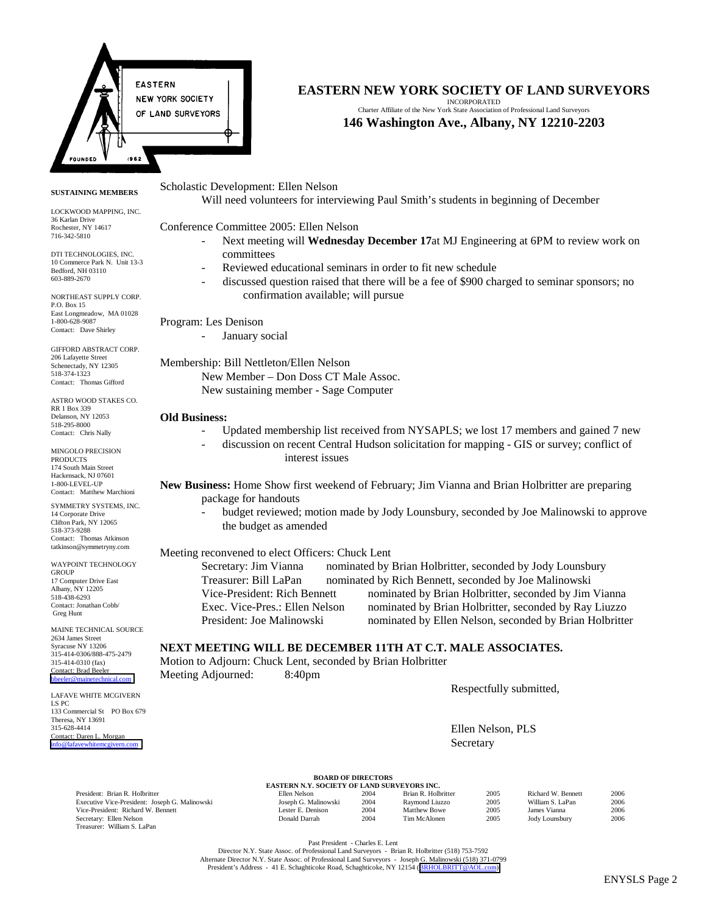# EASTERN NEW YORK SOCIETY OF LAND SURVEYORS

INCORPORATED

Charter Affiliate of the New York State Association of Professional Land Surveyors

**146 Washington Ave., Albany, NY 12210-2203**

**SUSTAINING MEMBERS**

LOCKWOOD MAPPING, INC.
36 Karlan Drive
Rochester, NY 14617
716-342-5810

DTI TECHNOLOGIES, INC.
10 Commerce Park N. Unit 13-3
Bedford, NH 03110
603-889-2670

NORTHEAST SUPPLY CORP.
P.O. Box 15
East Longmeadow, MA 01028
1-800-628-9087
Contact: Dave Shirley

GIFFORD ABSTRACT CORP.
206 Lafayette Street
Schenectady, NY 12305
518-374-1323
Contact: Thomas Gifford

ASTRO WOOD STAKES CO.
RR 1 Box 339
Delanson, NY 12053
518-295-8000
Contact: Chris Nally

MINGOLO PRECISION PRODUCTS
174 South Main Street
Hackensack, NJ 07601
1-800-LEVEL-UP
Contact: Matthew Marchioni

SYMMETRY SYSTEMS, INC.
14 Corporate Drive
Clifton Park, NY 12065
518-373-9288
Contact: Thomas Atkinson
tatkinson@symmetryny.com

WAYPOINT TECHNOLOGY GROUP
17 Computer Drive East
Albany, NY 12205
518-438-6293
Contact: Jonathan Cobb/ Greg Hunt

MAINE TECHNICAL SOURCE
2634 James Street
Syracuse NY 13206
315-414-0306/888-475-2479
315-414-0310 (fax)
Contact: Brad Beeler
bbeeler@mainetechnical.com

LAFAVE WHITE MCGIVERN LS PC
133 Commercial St PO Box 679
Theresa, NY 13691
315-628-4414
Contact: Daren L. Morgan
info@lafavewhitemcgivern.com

---

Scholastic Development: Ellen Nelson

Will need volunteers for interviewing Paul Smith's students in beginning of December

Conference Committee 2005: Ellen Nelson

- Next meeting will **Wednesday December 17**at MJ Engineering at 6PM to review work on committees
- Reviewed educational seminars in order to fit new schedule
- discussed question raised that there will be a fee of $900 charged to seminar sponsors; no confirmation available; will pursue

Program: Les Denison

- January social

Membership: Bill Nettleton/Ellen Nelson

New Member – Don Doss CT Male Assoc.
New sustaining member - Sage Computer

**Old Business:**

- Updated membership list received from NYSAPLS; we lost 17 members and gained 7 new
- discussion on recent Central Hudson solicitation for mapping - GIS or survey; conflict of interest issues

**New Business:** Home Show first weekend of February; Jim Vianna and Brian Holbritter are preparing package for handouts

- budget reviewed; motion made by Jody Lounsbury, seconded by Joe Malinowski to approve the budget as amended

Meeting reconvened to elect Officers: Chuck Lent

| | |
|---|---|
| Secretary: Jim Vianna | nominated by Brian Holbritter, seconded by Jody Lounsbury |
| Treasurer: Bill LaPan | nominated by Rich Bennett, seconded by Joe Malinowski |
| Vice-President: Rich Bennett | nominated by Brian Holbritter, seconded by Jim Vianna |
| Exec. Vice-Pres.: Ellen Nelson | nominated by Brian Holbritter, seconded by Ray Liuzzo |
| President: Joe Malinowski | nominated by Ellen Nelson, seconded by Brian Holbritter |

**NEXT MEETING WILL BE DECEMBER 11TH AT C.T. MALE ASSOCIATES.**

Motion to Adjourn: Chuck Lent, seconded by Brian Holbritter

Meeting Adjourned: 8:40pm

Respectfully submitted,

Ellen Nelson, PLS
Secretary

**BOARD OF DIRECTORS**
**EASTERN N.Y. SOCIETY OF LAND SURVEYORS INC.**

| | | | | | | |
|---|---|---|---|---|---|---|
| President: Brian R. Holbritter | Ellen Nelson | 2004 | Brian R. Holbritter | 2005 | Richard W. Bennett | 2006 |
| Executive Vice-President: Joseph G. Malinowski | Joseph G. Malinowski | 2004 | Raymond Liuzzo | 2005 | William S. LaPan | 2006 |
| Vice-President: Richard W. Bennett | Lester E. Denison | 2004 | Matthew Bowe | 2005 | James Vianna | 2006 |
| Secretary: Ellen Nelson | Donald Darrah | 2004 | Tim McAlonen | 2005 | Jody Lounsbury | 2006 |
| Treasurer: William S. LaPan | | | | | | |

Past President - Charles E. Lent
Director N.Y. State Assoc. of Professional Land Surveyors - Brian R. Holbritter (518) 753-7592
Alternate Director N.Y. State Assoc. of Professional Land Surveyors - Joseph G. Malinowski (518) 371-0799
President's Address - 41 E. Schaghticoke Road, Schaghticoke, NY 12154 (BRHOLBRITT@AOL.com)